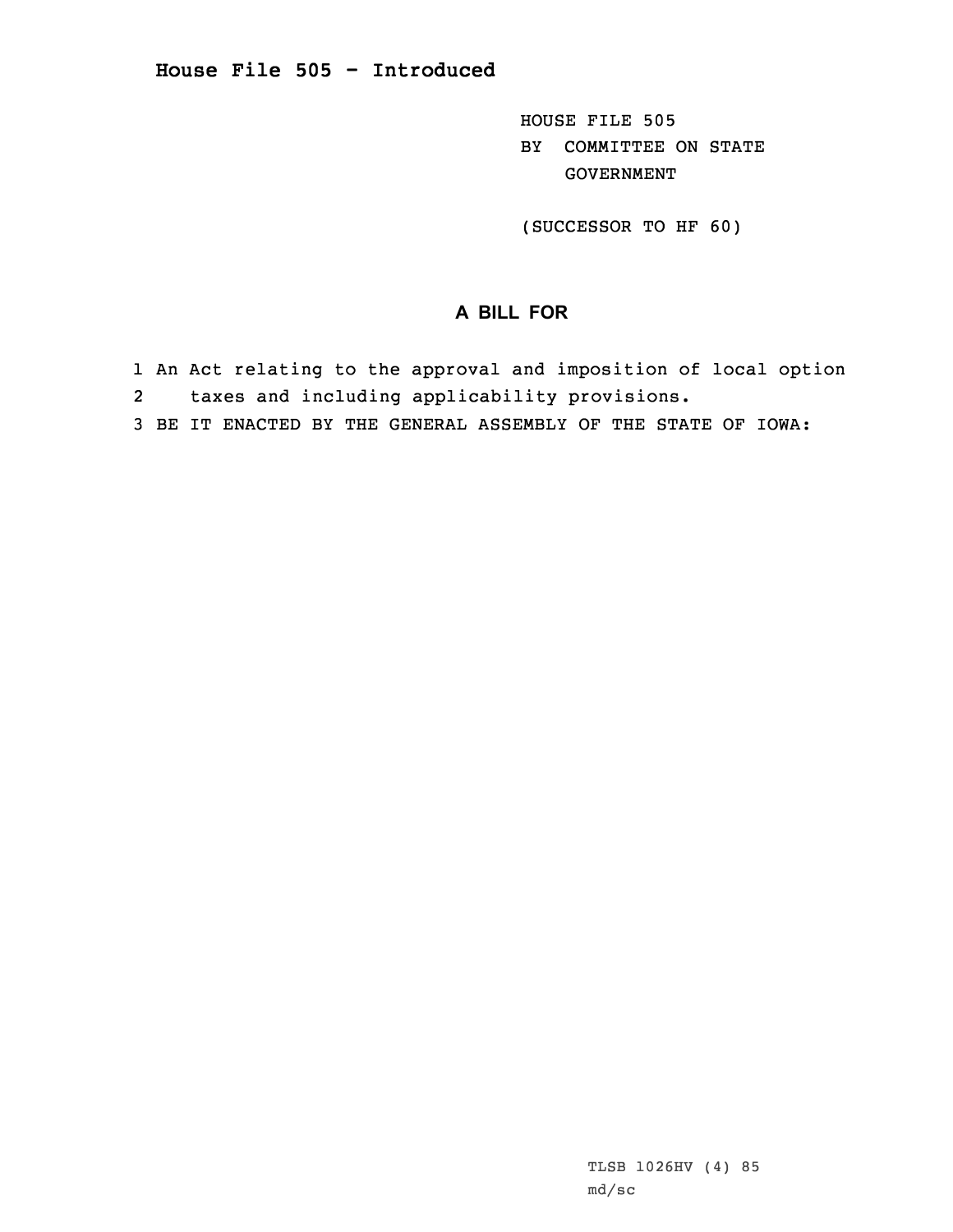# House File 505 - Introduced

HOUSE FILE 505
BY COMMITTEE ON STATE
GOVERNMENT

(SUCCESSOR TO HF 60)

## A BILL FOR

1 An Act relating to the approval and imposition of local option
2 taxes and including applicability provisions.
3 BE IT ENACTED BY THE GENERAL ASSEMBLY OF THE STATE OF IOWA:

TLSB 1026HV (4) 85
md/sc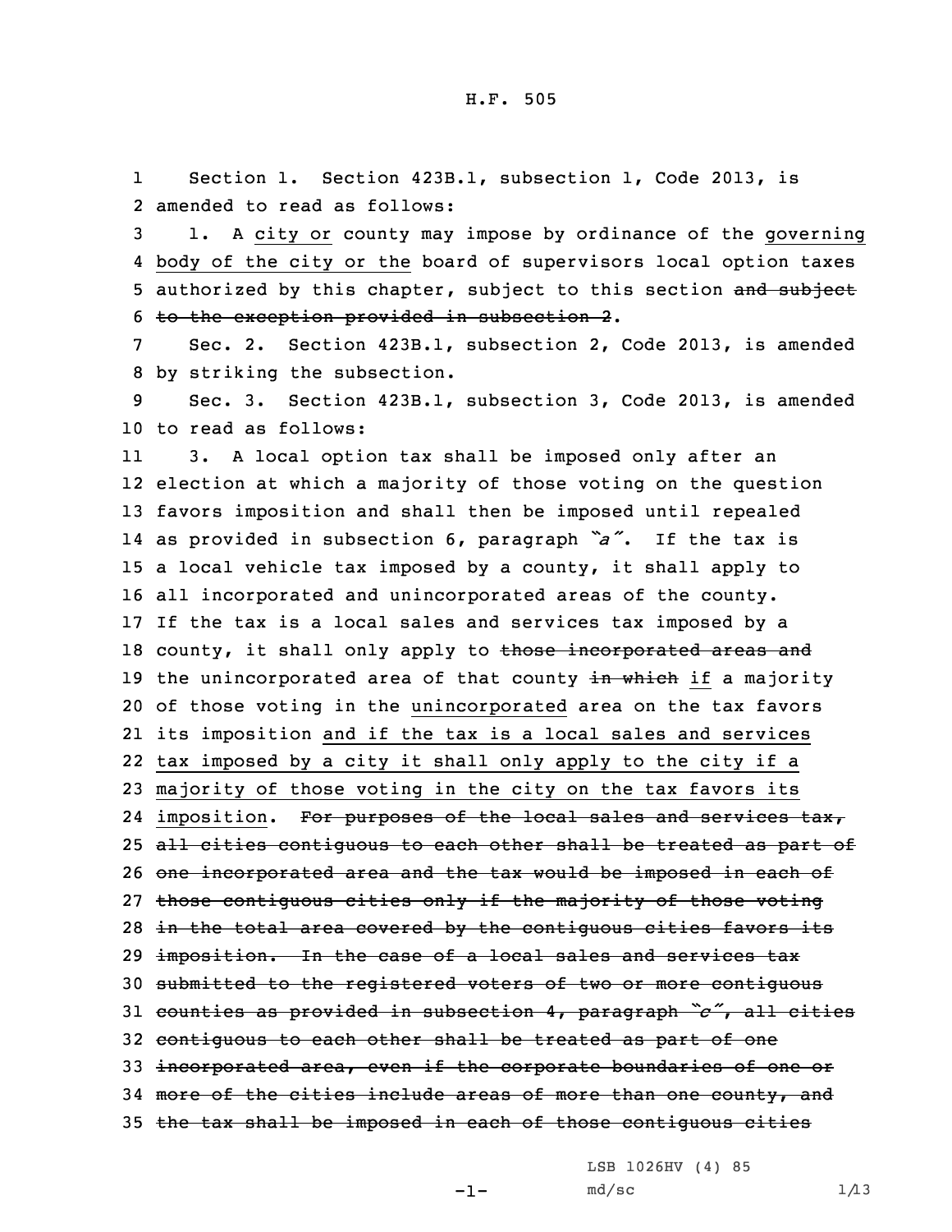Section 1. Section 423B.1, subsection 1, Code 2013, is amended to read as follows:

1. A city or county may impose by ordinance of the governing body of the city or the board of supervisors local option taxes authorized by this chapter, subject to this section ~~and subject to the exception provided in subsection 2~~.

Sec. 2. Section 423B.1, subsection 2, Code 2013, is amended by striking the subsection.

Sec. 3. Section 423B.1, subsection 3, Code 2013, is amended to read as follows:

3. A local option tax shall be imposed only after an election at which a majority of those voting on the question favors imposition and shall then be imposed until repealed as provided in subsection 6, paragraph *"a"*. If the tax is a local vehicle tax imposed by a county, it shall apply to all incorporated and unincorporated areas of the county. If the tax is a local sales and services tax imposed by a county, it shall only apply to ~~those incorporated areas and~~ the unincorporated area of that county ~~in which~~ if a majority of those voting in the unincorporated area on the tax favors its imposition and if the tax is a local sales and services tax imposed by a city it shall only apply to the city if a majority of those voting in the city on the tax favors its imposition. ~~For purposes of the local sales and services tax, all cities contiguous to each other shall be treated as part of one incorporated area and the tax would be imposed in each of those contiguous cities only if the majority of those voting in the total area covered by the contiguous cities favors its imposition. In the case of a local sales and services tax submitted to the registered voters of two or more contiguous counties as provided in subsection 4, paragraph *"c"*, all cities contiguous to each other shall be treated as part of one incorporated area, even if the corporate boundaries of one or more of the cities include areas of more than one county, and the tax shall be imposed in each of those contiguous cities~~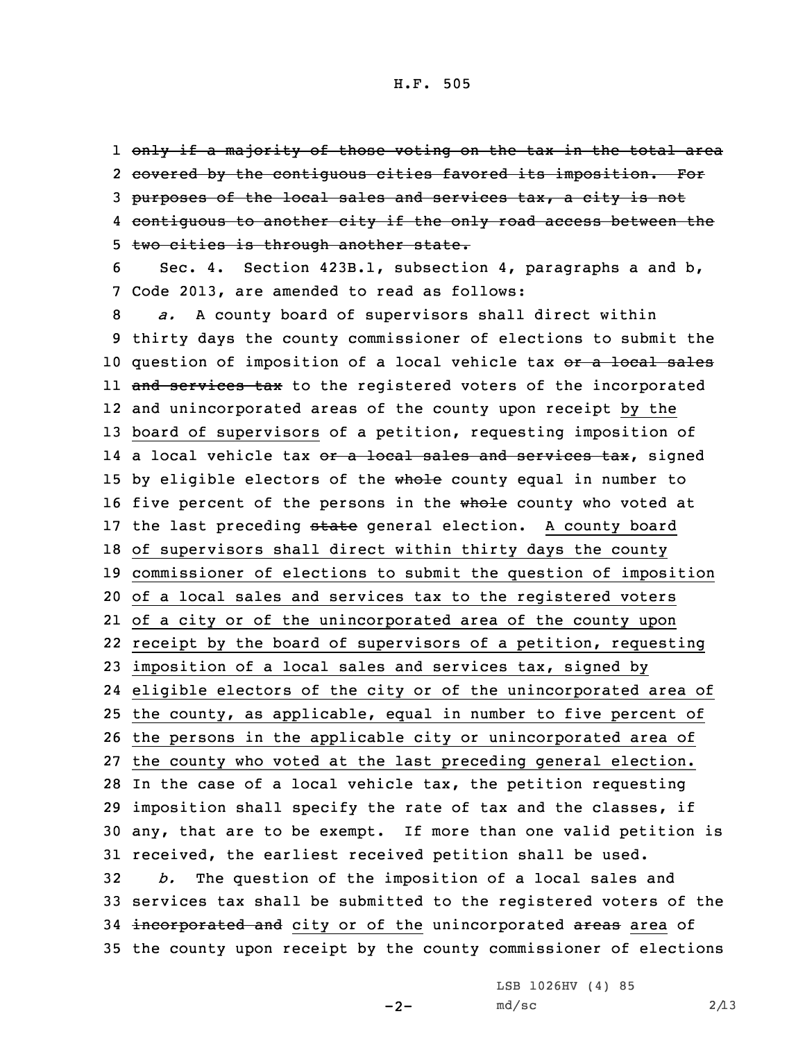~~only if a majority of those voting on the tax in the total area covered by the contiguous cities favored its imposition. For purposes of the local sales and services tax, a city is not contiguous to another city if the only road access between the two cities is through another state.~~

Sec. 4. Section 423B.1, subsection 4, paragraphs a and b, Code 2013, are amended to read as follows:

*a.* A county board of supervisors shall direct within thirty days the county commissioner of elections to submit the question of imposition of a local vehicle tax ~~or a local sales and services tax~~ to the registered voters of the incorporated and unincorporated areas of the county upon receipt <u>by the board of supervisors</u> of a petition, requesting imposition of a local vehicle tax ~~or a local sales and services tax~~, signed by eligible electors of the ~~whole~~ county equal in number to five percent of the persons in the ~~whole~~ county who voted at the last preceding ~~state~~ general election. <u>A county board of supervisors shall direct within thirty days the county commissioner of elections to submit the question of imposition of a local sales and services tax to the registered voters of a city or of the unincorporated area of the county upon receipt by the board of supervisors of a petition, requesting imposition of a local sales and services tax, signed by eligible electors of the city or of the unincorporated area of the county, as applicable, equal in number to five percent of the persons in the applicable city or unincorporated area of the county who voted at the last preceding general election.</u> In the case of a local vehicle tax, the petition requesting imposition shall specify the rate of tax and the classes, if any, that are to be exempt. If more than one valid petition is received, the earliest received petition shall be used.

*b.* The question of the imposition of a local sales and services tax shall be submitted to the registered voters of the ~~incorporated and~~ <u>city or of the</u> unincorporated ~~areas~~ <u>area</u> of the county upon receipt by the county commissioner of elections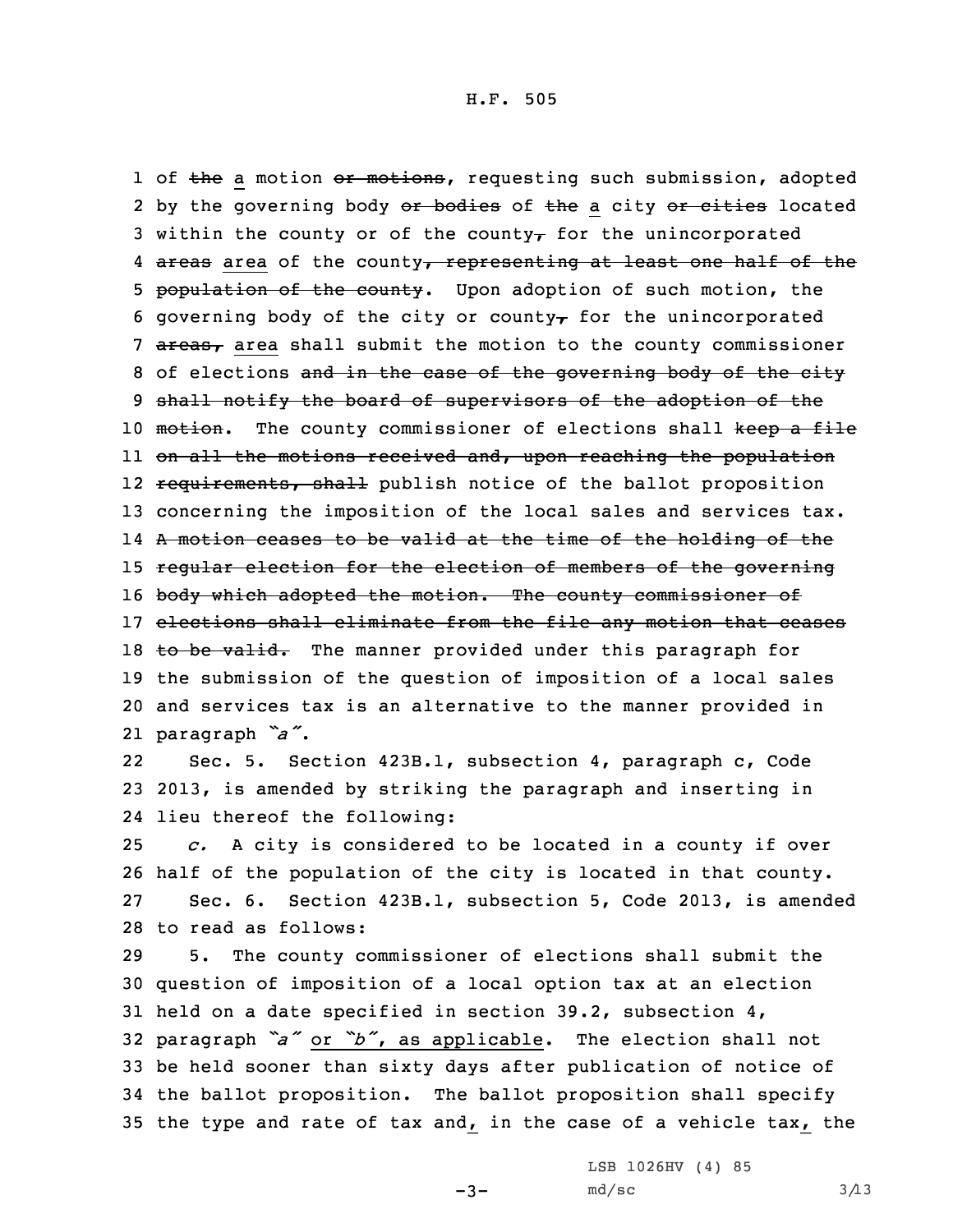1 of ~~the~~ a motion ~~or motions~~, requesting such submission, adopted
2 by the governing body ~~or bodies~~ of ~~the~~ a city ~~or cities~~ located
3 within the county or of the county~~,~~ for the unincorporated
4 ~~areas~~ area of the county~~, representing at least one half of the~~
5 ~~population of the county~~. Upon adoption of such motion, the
6 governing body of the city or county~~,~~ for the unincorporated
7 ~~areas,~~ area shall submit the motion to the county commissioner
8 of elections ~~and in the case of the governing body of the city~~
9 ~~shall notify the board of supervisors of the adoption of the~~
10 ~~motion~~. The county commissioner of elections shall ~~keep a file~~
11 ~~on all the motions received and, upon reaching the population~~
12 ~~requirements, shall~~ publish notice of the ballot proposition
13 concerning the imposition of the local sales and services tax.
14 ~~A motion ceases to be valid at the time of the holding of the~~
15 ~~regular election for the election of members of the governing~~
16 ~~body which adopted the motion. The county commissioner of~~
17 ~~elections shall eliminate from the file any motion that ceases~~
18 ~~to be valid.~~ The manner provided under this paragraph for
19 the submission of the question of imposition of a local sales
20 and services tax is an alternative to the manner provided in
21 paragraph *"a"*.

22 Sec. 5. Section 423B.1, subsection 4, paragraph c, Code
23 2013, is amended by striking the paragraph and inserting in
24 lieu thereof the following:

25 *c.* A city is considered to be located in a county if over
26 half of the population of the city is located in that county.

27 Sec. 6. Section 423B.1, subsection 5, Code 2013, is amended
28 to read as follows:

29 5. The county commissioner of elections shall submit the
30 question of imposition of a local option tax at an election
31 held on a date specified in section 39.2, subsection 4,
32 paragraph *"a"* or *"b"*, as applicable. The election shall not
33 be held sooner than sixty days after publication of notice of
34 the ballot proposition. The ballot proposition shall specify
35 the type and rate of tax and, in the case of a vehicle tax, the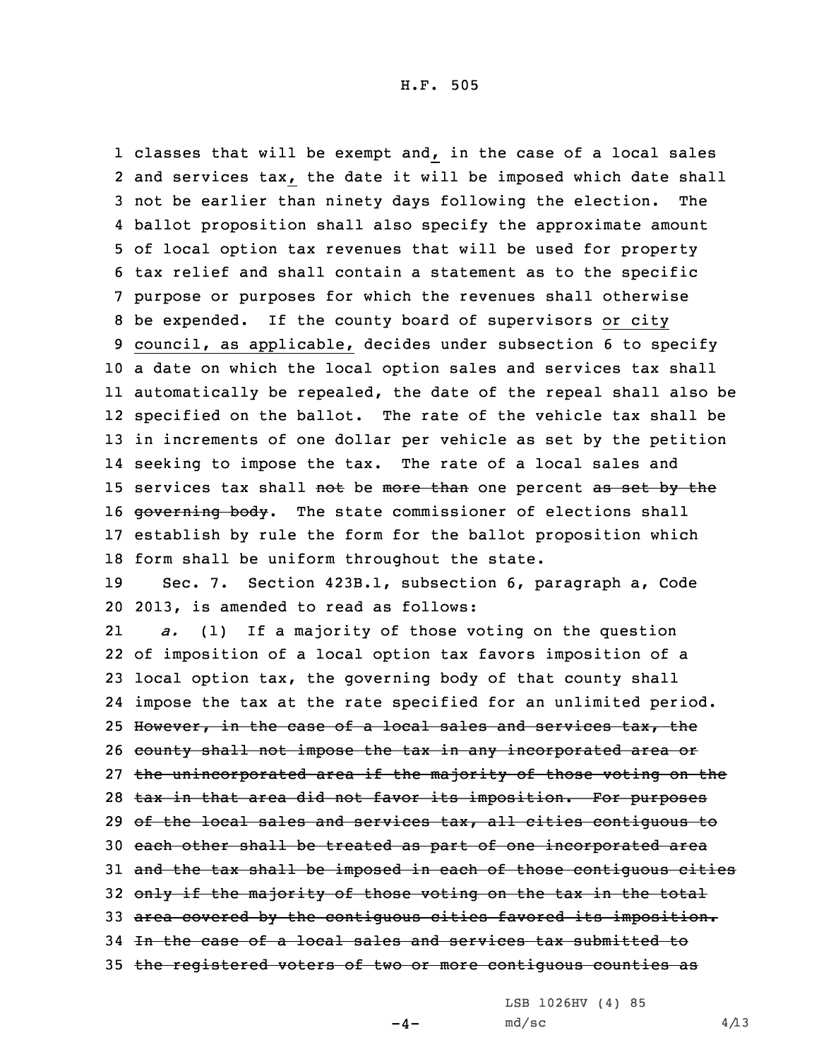classes that will be exempt and, in the case of a local sales and services tax, the date it will be imposed which date shall not be earlier than ninety days following the election. The ballot proposition shall also specify the approximate amount of local option tax revenues that will be used for property tax relief and shall contain a statement as to the specific purpose or purposes for which the revenues shall otherwise be expended. If the county board of supervisors or city council, as applicable, decides under subsection 6 to specify a date on which the local option sales and services tax shall automatically be repealed, the date of the repeal shall also be specified on the ballot. The rate of the vehicle tax shall be in increments of one dollar per vehicle as set by the petition seeking to impose the tax. The rate of a local sales and services tax shall ~~not~~ be ~~more than~~ one percent ~~as set by the governing body~~. The state commissioner of elections shall establish by rule the form for the ballot proposition which form shall be uniform throughout the state.

Sec. 7. Section 423B.1, subsection 6, paragraph a, Code 2013, is amended to read as follows:

*a.* (1) If a majority of those voting on the question of imposition of a local option tax favors imposition of a local option tax, the governing body of that county shall impose the tax at the rate specified for an unlimited period. ~~However, in the case of a local sales and services tax, the county shall not impose the tax in any incorporated area or the unincorporated area if the majority of those voting on the tax in that area did not favor its imposition. For purposes of the local sales and services tax, all cities contiguous to each other shall be treated as part of one incorporated area and the tax shall be imposed in each of those contiguous cities only if the majority of those voting on the tax in the total area covered by the contiguous cities favored its imposition. In the case of a local sales and services tax submitted to the registered voters of two or more contiguous counties as~~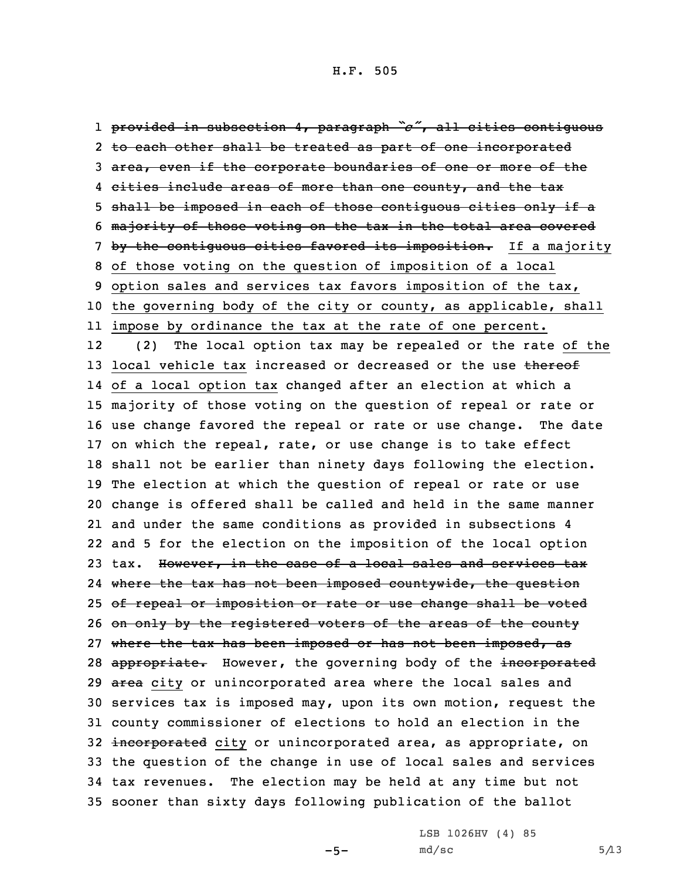~~provided in subsection 4, paragraph "c", all cities contiguous to each other shall be treated as part of one incorporated area, even if the corporate boundaries of one or more of the cities include areas of more than one county, and the tax shall be imposed in each of those contiguous cities only if a majority of those voting on the tax in the total area covered by the contiguous cities favored its imposition.~~ <u>If a majority of those voting on the question of imposition of a local option sales and services tax favors imposition of the tax, the governing body of the city or county, as applicable, shall impose by ordinance the tax at the rate of one percent.</u>

(2) The local option tax may be repealed or the rate <u>of the local vehicle tax</u> increased or decreased or the use ~~thereof~~ <u>of a local option tax</u> changed after an election at which a majority of those voting on the question of repeal or rate or use change favored the repeal or rate or use change. The date on which the repeal, rate, or use change is to take effect shall not be earlier than ninety days following the election. The election at which the question of repeal or rate or use change is offered shall be called and held in the same manner and under the same conditions as provided in subsections 4 and 5 for the election on the imposition of the local option tax. ~~However, in the case of a local sales and services tax where the tax has not been imposed countywide, the question of repeal or imposition or rate or use change shall be voted on only by the registered voters of the areas of the county where the tax has been imposed or has not been imposed, as appropriate.~~ However, the governing body of the ~~incorporated area~~ <u>city</u> or unincorporated area where the local sales and services tax is imposed may, upon its own motion, request the county commissioner of elections to hold an election in the ~~incorporated~~ <u>city</u> or unincorporated area, as appropriate, on the question of the change in use of local sales and services tax revenues. The election may be held at any time but not sooner than sixty days following publication of the ballot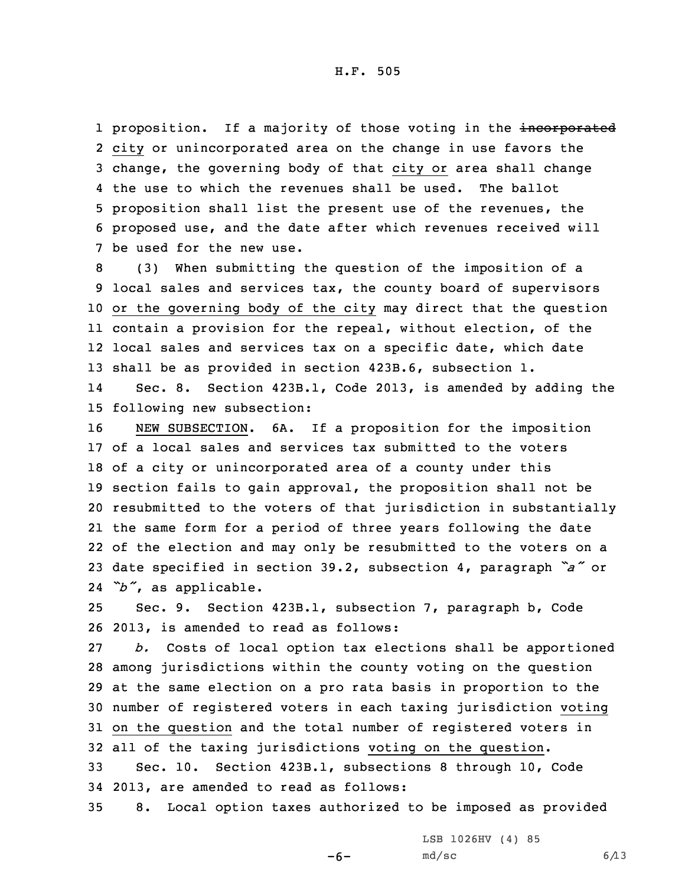proposition. If a majority of those voting in the ~~incorporated~~ city or unincorporated area on the change in use favors the change, the governing body of that city or area shall change the use to which the revenues shall be used. The ballot proposition shall list the present use of the revenues, the proposed use, and the date after which revenues received will be used for the new use.

(3) When submitting the question of the imposition of a local sales and services tax, the county board of supervisors or the governing body of the city may direct that the question contain a provision for the repeal, without election, of the local sales and services tax on a specific date, which date shall be as provided in section 423B.6, subsection 1.

Sec. 8. Section 423B.1, Code 2013, is amended by adding the following new subsection:

NEW SUBSECTION. 6A. If a proposition for the imposition of a local sales and services tax submitted to the voters of a city or unincorporated area of a county under this section fails to gain approval, the proposition shall not be resubmitted to the voters of that jurisdiction in substantially the same form for a period of three years following the date of the election and may only be resubmitted to the voters on a date specified in section 39.2, subsection 4, paragraph *"a"* or *"b"*, as applicable.

Sec. 9. Section 423B.1, subsection 7, paragraph b, Code 2013, is amended to read as follows:

*b.* Costs of local option tax elections shall be apportioned among jurisdictions within the county voting on the question at the same election on a pro rata basis in proportion to the number of registered voters in each taxing jurisdiction voting on the question and the total number of registered voters in all of the taxing jurisdictions voting on the question.

Sec. 10. Section 423B.1, subsections 8 through 10, Code 2013, are amended to read as follows:

8. Local option taxes authorized to be imposed as provided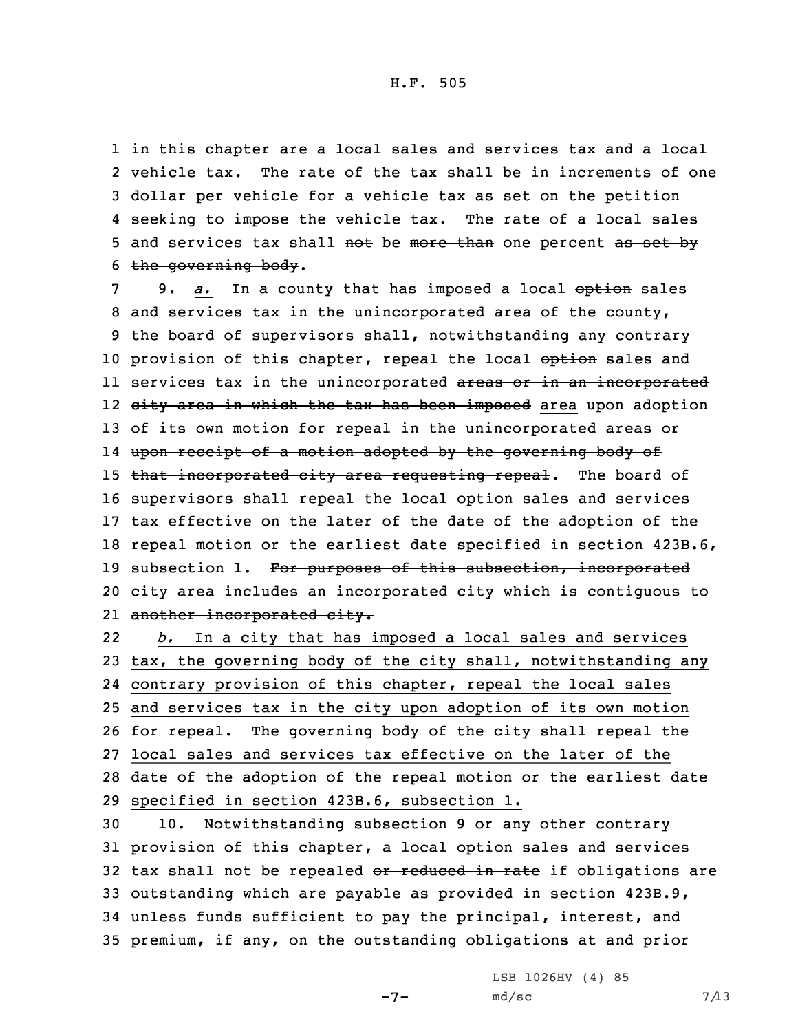1 in this chapter are a local sales and services tax and a local
2 vehicle tax. The rate of the tax shall be in increments of one
3 dollar per vehicle for a vehicle tax as set on the petition
4 seeking to impose the vehicle tax. The rate of a local sales
5 and services tax shall ~~not~~ be ~~more than~~ one percent ~~as set by~~
6 ~~the governing body~~.

7 9. *a.* In a county that has imposed a local ~~option~~ sales
8 and services tax in the unincorporated area of the county,
9 the board of supervisors shall, notwithstanding any contrary
10 provision of this chapter, repeal the local ~~option~~ sales and
11 services tax in the unincorporated ~~areas or in an incorporated~~
12 ~~city area in which the tax has been imposed~~ area upon adoption
13 of its own motion for repeal ~~in the unincorporated areas or~~
14 ~~upon receipt of a motion adopted by the governing body of~~
15 ~~that incorporated city area requesting repeal~~. The board of
16 supervisors shall repeal the local ~~option~~ sales and services
17 tax effective on the later of the date of the adoption of the
18 repeal motion or the earliest date specified in section 423B.6,
19 subsection 1. ~~For purposes of this subsection, incorporated~~
20 ~~city area includes an incorporated city which is contiguous to~~
21 ~~another incorporated city.~~

22 *b.* In a city that has imposed a local sales and services
23 tax, the governing body of the city shall, notwithstanding any
24 contrary provision of this chapter, repeal the local sales
25 and services tax in the city upon adoption of its own motion
26 for repeal. The governing body of the city shall repeal the
27 local sales and services tax effective on the later of the
28 date of the adoption of the repeal motion or the earliest date
29 specified in section 423B.6, subsection 1.

30 10. Notwithstanding subsection 9 or any other contrary
31 provision of this chapter, a local option sales and services
32 tax shall not be repealed ~~or reduced in rate~~ if obligations are
33 outstanding which are payable as provided in section 423B.9,
34 unless funds sufficient to pay the principal, interest, and
35 premium, if any, on the outstanding obligations at and prior

LSB 1026HV (4) 85
md/sc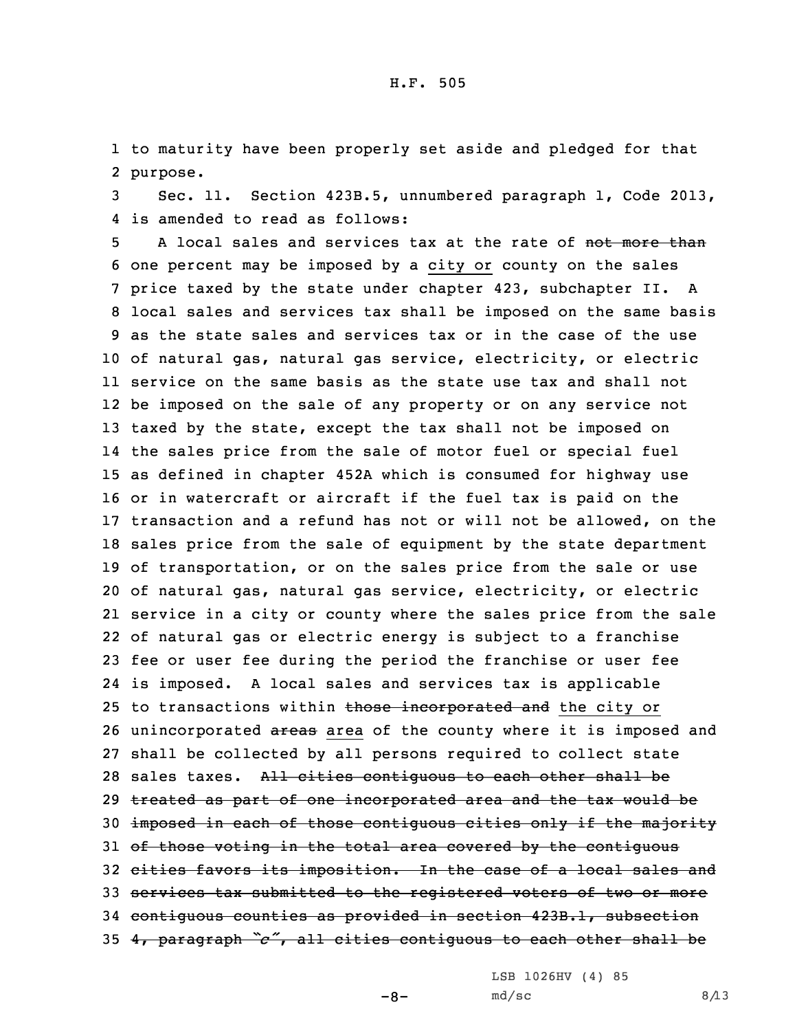to maturity have been properly set aside and pledged for that purpose.

Sec. 11. Section 423B.5, unnumbered paragraph 1, Code 2013, is amended to read as follows:

A local sales and services tax at the rate of ~~not more than~~ one percent may be imposed by a <u>city or</u> county on the sales price taxed by the state under chapter 423, subchapter II. A local sales and services tax shall be imposed on the same basis as the state sales and services tax or in the case of the use of natural gas, natural gas service, electricity, or electric service on the same basis as the state use tax and shall not be imposed on the sale of any property or on any service not taxed by the state, except the tax shall not be imposed on the sales price from the sale of motor fuel or special fuel as defined in chapter 452A which is consumed for highway use or in watercraft or aircraft if the fuel tax is paid on the transaction and a refund has not or will not be allowed, on the sales price from the sale of equipment by the state department of transportation, or on the sales price from the sale or use of natural gas, natural gas service, electricity, or electric service in a city or county where the sales price from the sale of natural gas or electric energy is subject to a franchise fee or user fee during the period the franchise or user fee is imposed. A local sales and services tax is applicable to transactions within ~~those incorporated and~~ <u>the city or</u> unincorporated ~~areas~~ <u>area</u> of the county where it is imposed and shall be collected by all persons required to collect state sales taxes. ~~All cities contiguous to each other shall be treated as part of one incorporated area and the tax would be imposed in each of those contiguous cities only if the majority of those voting in the total area covered by the contiguous cities favors its imposition. In the case of a local sales and services tax submitted to the registered voters of two or more contiguous counties as provided in section 423B.1, subsection 4, paragraph "c", all cities contiguous to each other shall be~~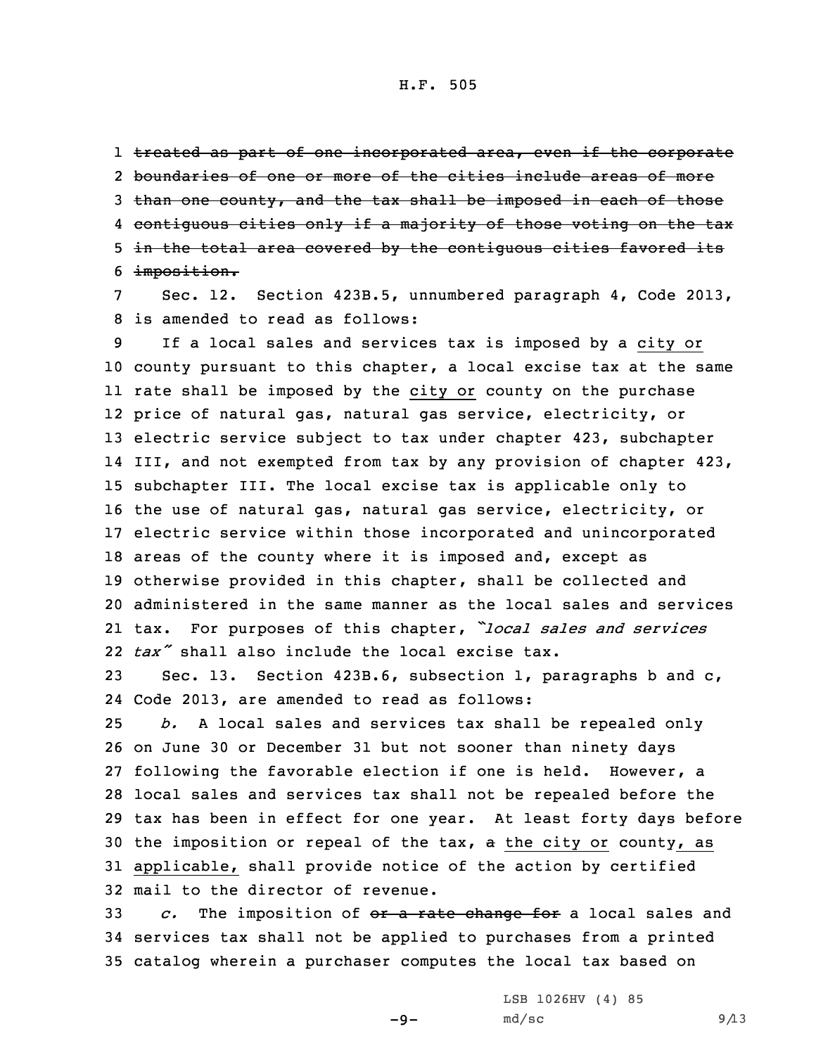~~treated as part of one incorporated area, even if the corporate boundaries of one or more of the cities include areas of more than one county, and the tax shall be imposed in each of those contiguous cities only if a majority of those voting on the tax in the total area covered by the contiguous cities favored its imposition.~~

Sec. 12. Section 423B.5, unnumbered paragraph 4, Code 2013, is amended to read as follows:

If a local sales and services tax is imposed by a <u>city or</u> county pursuant to this chapter, a local excise tax at the same rate shall be imposed by the <u>city or</u> county on the purchase price of natural gas, natural gas service, electricity, or electric service subject to tax under chapter 423, subchapter III, and not exempted from tax by any provision of chapter 423, subchapter III. The local excise tax is applicable only to the use of natural gas, natural gas service, electricity, or electric service within those incorporated and unincorporated areas of the county where it is imposed and, except as otherwise provided in this chapter, shall be collected and administered in the same manner as the local sales and services tax. For purposes of this chapter, *"local sales and services tax"* shall also include the local excise tax.

Sec. 13. Section 423B.6, subsection 1, paragraphs b and c, Code 2013, are amended to read as follows:

*b.* A local sales and services tax shall be repealed only on June 30 or December 31 but not sooner than ninety days following the favorable election if one is held. However, a local sales and services tax shall not be repealed before the tax has been in effect for one year. At least forty days before the imposition or repeal of the tax, ~~a~~ <u>the city or</u> county<u>, as applicable,</u> shall provide notice of the action by certified mail to the director of revenue.

*c.* The imposition of ~~or a rate change for~~ a local sales and services tax shall not be applied to purchases from a printed catalog wherein a purchaser computes the local tax based on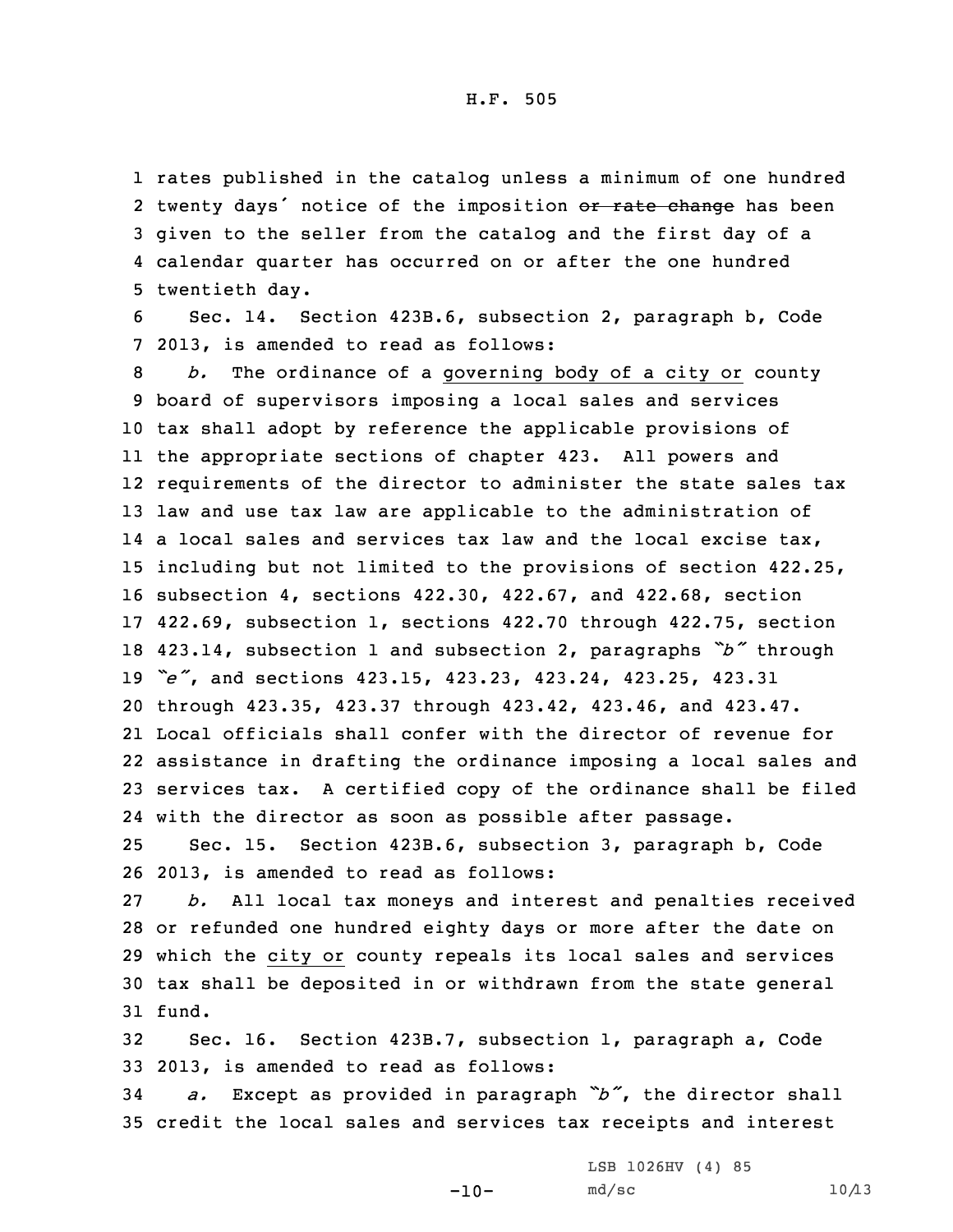rates published in the catalog unless a minimum of one hundred twenty days′ notice of the imposition ~~or rate change~~ has been given to the seller from the catalog and the first day of a calendar quarter has occurred on or after the one hundred twentieth day.

Sec. 14. Section 423B.6, subsection 2, paragraph b, Code 2013, is amended to read as follows:

*b.* The ordinance of a governing body of a city or county board of supervisors imposing a local sales and services tax shall adopt by reference the applicable provisions of the appropriate sections of chapter 423. All powers and requirements of the director to administer the state sales tax law and use tax law are applicable to the administration of a local sales and services tax law and the local excise tax, including but not limited to the provisions of section 422.25, subsection 4, sections 422.30, 422.67, and 422.68, section 422.69, subsection 1, sections 422.70 through 422.75, section 423.14, subsection 1 and subsection 2, paragraphs *"b"* through *"e"*, and sections 423.15, 423.23, 423.24, 423.25, 423.31 through 423.35, 423.37 through 423.42, 423.46, and 423.47. Local officials shall confer with the director of revenue for assistance in drafting the ordinance imposing a local sales and services tax. A certified copy of the ordinance shall be filed with the director as soon as possible after passage.

Sec. 15. Section 423B.6, subsection 3, paragraph b, Code 2013, is amended to read as follows:

*b.* All local tax moneys and interest and penalties received or refunded one hundred eighty days or more after the date on which the city or county repeals its local sales and services tax shall be deposited in or withdrawn from the state general fund.

Sec. 16. Section 423B.7, subsection 1, paragraph a, Code 2013, is amended to read as follows:

*a.* Except as provided in paragraph *"b"*, the director shall credit the local sales and services tax receipts and interest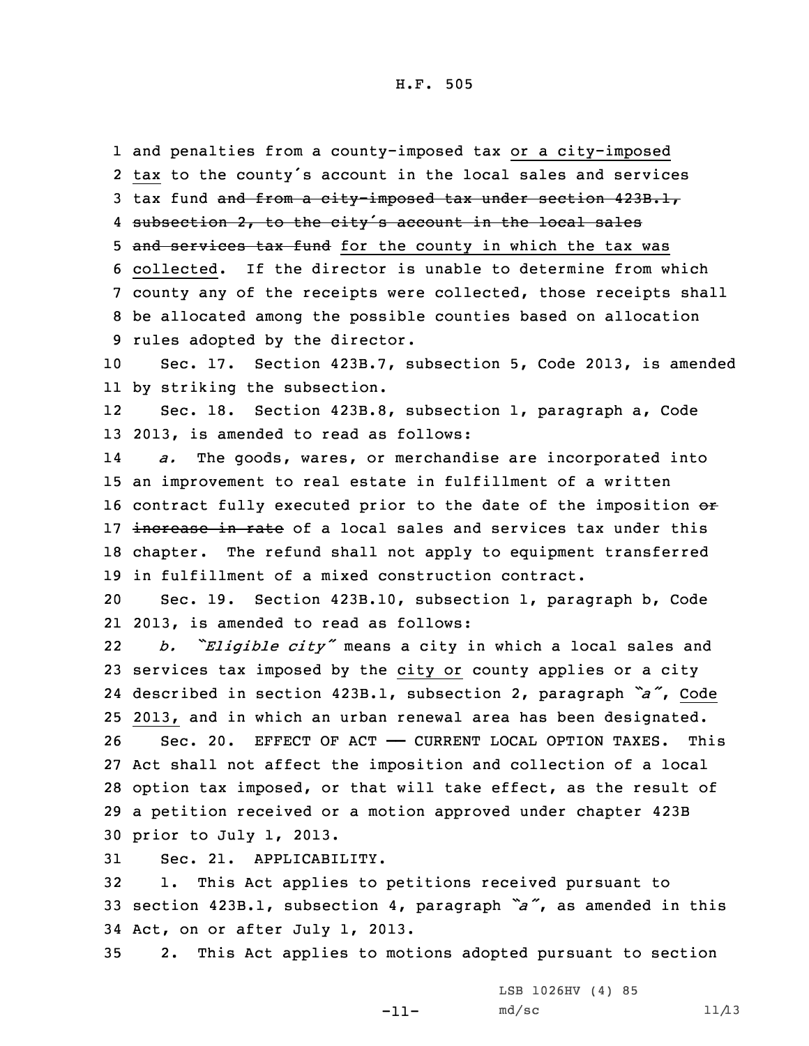and penalties from a county-imposed tax <u>or a city-imposed tax</u> to the county's account in the local sales and services tax fund ~~and from a city-imposed tax under section 423B.1, subsection 2, to the city's account in the local sales and services tax fund~~ <u>for the county in which the tax was collected</u>. If the director is unable to determine from which county any of the receipts were collected, those receipts shall be allocated among the possible counties based on allocation rules adopted by the director.

Sec. 17. Section 423B.7, subsection 5, Code 2013, is amended by striking the subsection.

Sec. 18. Section 423B.8, subsection 1, paragraph a, Code 2013, is amended to read as follows:

*a.* The goods, wares, or merchandise are incorporated into an improvement to real estate in fulfillment of a written contract fully executed prior to the date of the imposition ~~or increase in rate~~ of a local sales and services tax under this chapter. The refund shall not apply to equipment transferred in fulfillment of a mixed construction contract.

Sec. 19. Section 423B.10, subsection 1, paragraph b, Code 2013, is amended to read as follows:

*b.* *"Eligible city"* means a city in which a local sales and services tax imposed by the <u>city or</u> county applies or a city described in section 423B.1, subsection 2, paragraph *"a"*, <u>Code 2013,</u> and in which an urban renewal area has been designated.

Sec. 20. EFFECT OF ACT — CURRENT LOCAL OPTION TAXES. This Act shall not affect the imposition and collection of a local option tax imposed, or that will take effect, as the result of a petition received or a motion approved under chapter 423B prior to July 1, 2013.

Sec. 21. APPLICABILITY.

1. This Act applies to petitions received pursuant to section 423B.1, subsection 4, paragraph *"a"*, as amended in this Act, on or after July 1, 2013.

2. This Act applies to motions adopted pursuant to section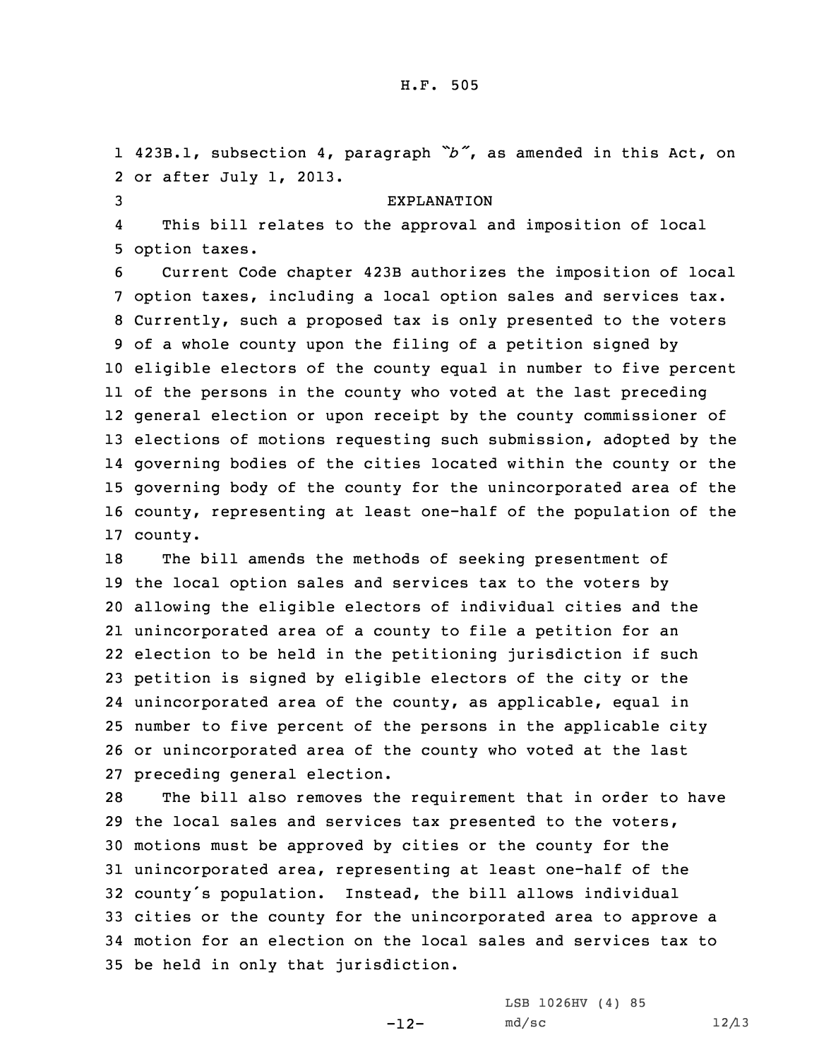423B.1, subsection 4, paragraph "b", as amended in this Act, on or after July 1, 2013.

EXPLANATION

This bill relates to the approval and imposition of local option taxes.

Current Code chapter 423B authorizes the imposition of local option taxes, including a local option sales and services tax. Currently, such a proposed tax is only presented to the voters of a whole county upon the filing of a petition signed by eligible electors of the county equal in number to five percent of the persons in the county who voted at the last preceding general election or upon receipt by the county commissioner of elections of motions requesting such submission, adopted by the governing bodies of the cities located within the county or the governing body of the county for the unincorporated area of the county, representing at least one-half of the population of the county.

The bill amends the methods of seeking presentment of the local option sales and services tax to the voters by allowing the eligible electors of individual cities and the unincorporated area of a county to file a petition for an election to be held in the petitioning jurisdiction if such petition is signed by eligible electors of the city or the unincorporated area of the county, as applicable, equal in number to five percent of the persons in the applicable city or unincorporated area of the county who voted at the last preceding general election.

The bill also removes the requirement that in order to have the local sales and services tax presented to the voters, motions must be approved by cities or the county for the unincorporated area, representing at least one-half of the county's population. Instead, the bill allows individual cities or the county for the unincorporated area to approve a motion for an election on the local sales and services tax to be held in only that jurisdiction.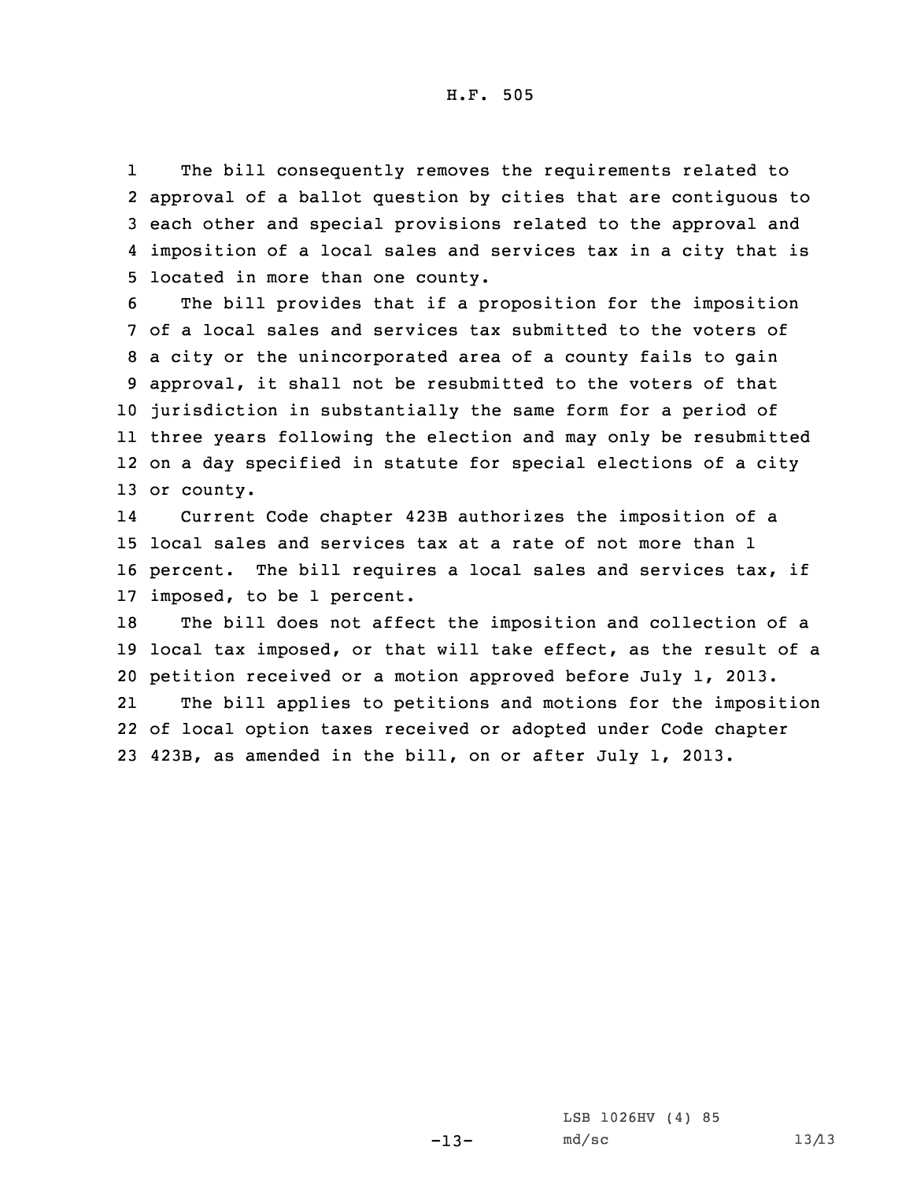The bill consequently removes the requirements related to approval of a ballot question by cities that are contiguous to each other and special provisions related to the approval and imposition of a local sales and services tax in a city that is located in more than one county.

The bill provides that if a proposition for the imposition of a local sales and services tax submitted to the voters of a city or the unincorporated area of a county fails to gain approval, it shall not be resubmitted to the voters of that jurisdiction in substantially the same form for a period of three years following the election and may only be resubmitted on a day specified in statute for special elections of a city or county.

Current Code chapter 423B authorizes the imposition of a local sales and services tax at a rate of not more than 1 percent. The bill requires a local sales and services tax, if imposed, to be 1 percent.

The bill does not affect the imposition and collection of a local tax imposed, or that will take effect, as the result of a petition received or a motion approved before July 1, 2013.

The bill applies to petitions and motions for the imposition of local option taxes received or adopted under Code chapter 423B, as amended in the bill, on or after July 1, 2013.